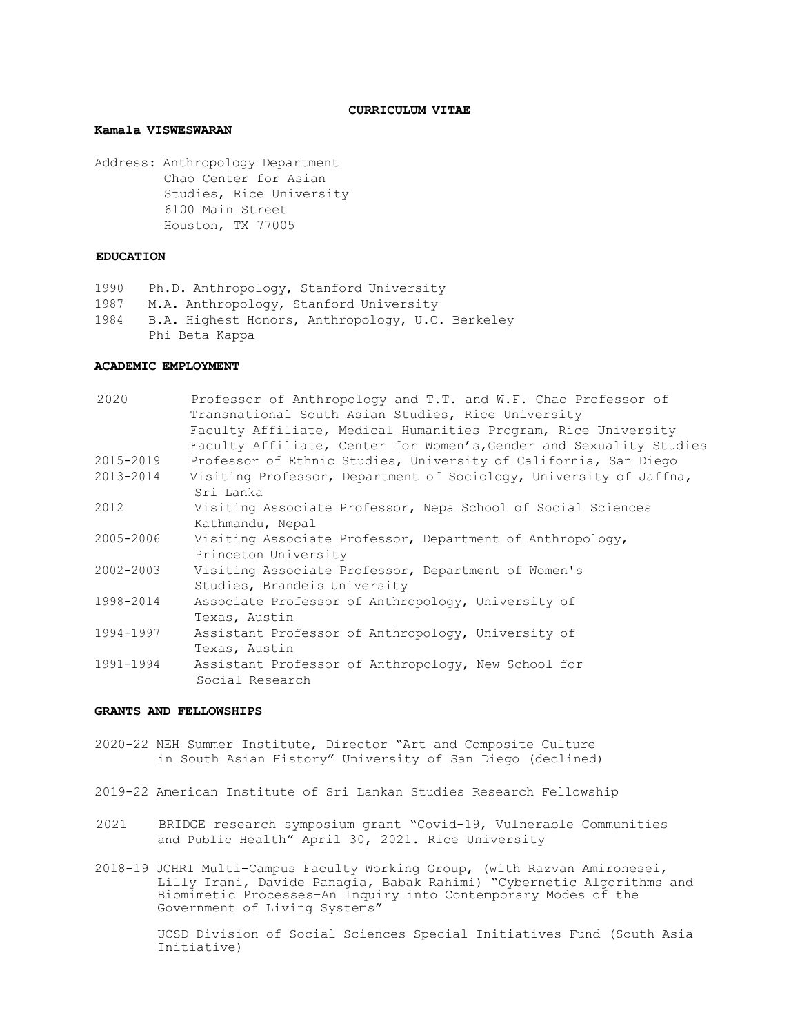# CURRICULUM VITAE

**Kamala VISWESWARAN**

Address: Anthropology Department
Chao Center for Asian
Studies, Rice University
6100 Main Street
Houston, TX 77005

## EDUCATION

1990 Ph.D. Anthropology, Stanford University
1987 M.A. Anthropology, Stanford University
1984 B.A. Highest Honors, Anthropology, U.C. Berkeley
Phi Beta Kappa

## ACADEMIC EMPLOYMENT

2020 Professor of Anthropology and T.T. and W.F. Chao Professor of Transnational South Asian Studies, Rice University
Faculty Affiliate, Medical Humanities Program, Rice University
Faculty Affiliate, Center for Women's,Gender and Sexuality Studies

2015-2019 Professor of Ethnic Studies, University of California, San Diego

2013-2014 Visiting Professor, Department of Sociology, University of Jaffna, Sri Lanka

2012 Visiting Associate Professor, Nepa School of Social Sciences Kathmandu, Nepal

2005-2006 Visiting Associate Professor, Department of Anthropology, Princeton University

2002-2003 Visiting Associate Professor, Department of Women's Studies, Brandeis University

1998-2014 Associate Professor of Anthropology, University of Texas, Austin

1994-1997 Assistant Professor of Anthropology, University of Texas, Austin

1991-1994 Assistant Professor of Anthropology, New School for Social Research

## GRANTS AND FELLOWSHIPS

2020-22 NEH Summer Institute, Director "Art and Composite Culture in South Asian History" University of San Diego (declined)

2019-22 American Institute of Sri Lankan Studies Research Fellowship

2021 BRIDGE research symposium grant "Covid-19, Vulnerable Communities and Public Health" April 30, 2021. Rice University

2018-19 UCHRI Multi-Campus Faculty Working Group, (with Razvan Amironesei, Lilly Irani, Davide Panagia, Babak Rahimi) "Cybernetic Algorithms and Biomimetic Processes–An Inquiry into Contemporary Modes of the Government of Living Systems"

UCSD Division of Social Sciences Special Initiatives Fund (South Asia Initiative)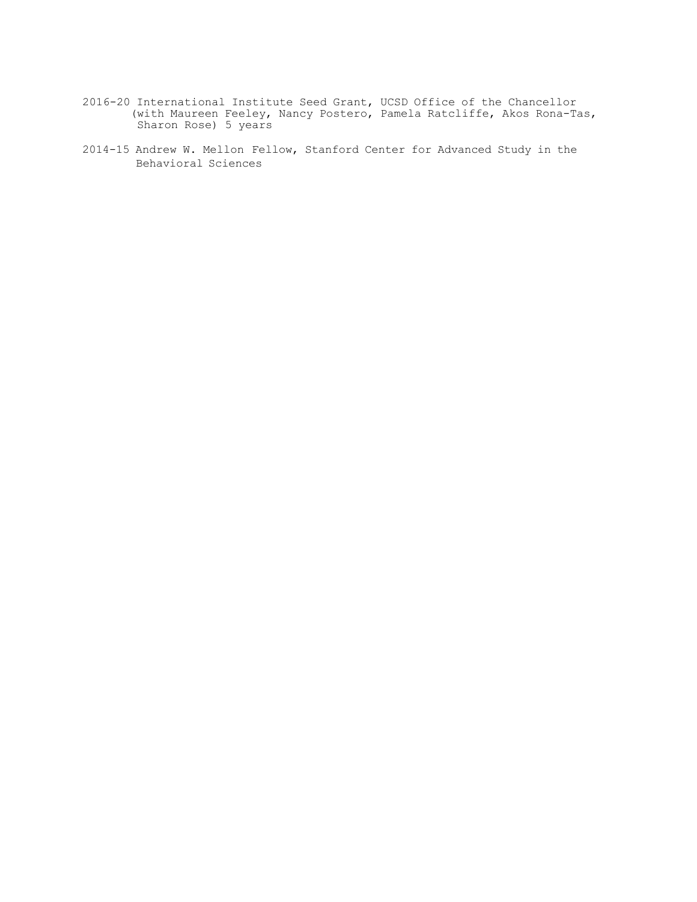2016-20 International Institute Seed Grant, UCSD Office of the Chancellor (with Maureen Feeley, Nancy Postero, Pamela Ratcliffe, Akos Rona-Tas, Sharon Rose) 5 years

2014-15 Andrew W. Mellon Fellow, Stanford Center for Advanced Study in the Behavioral Sciences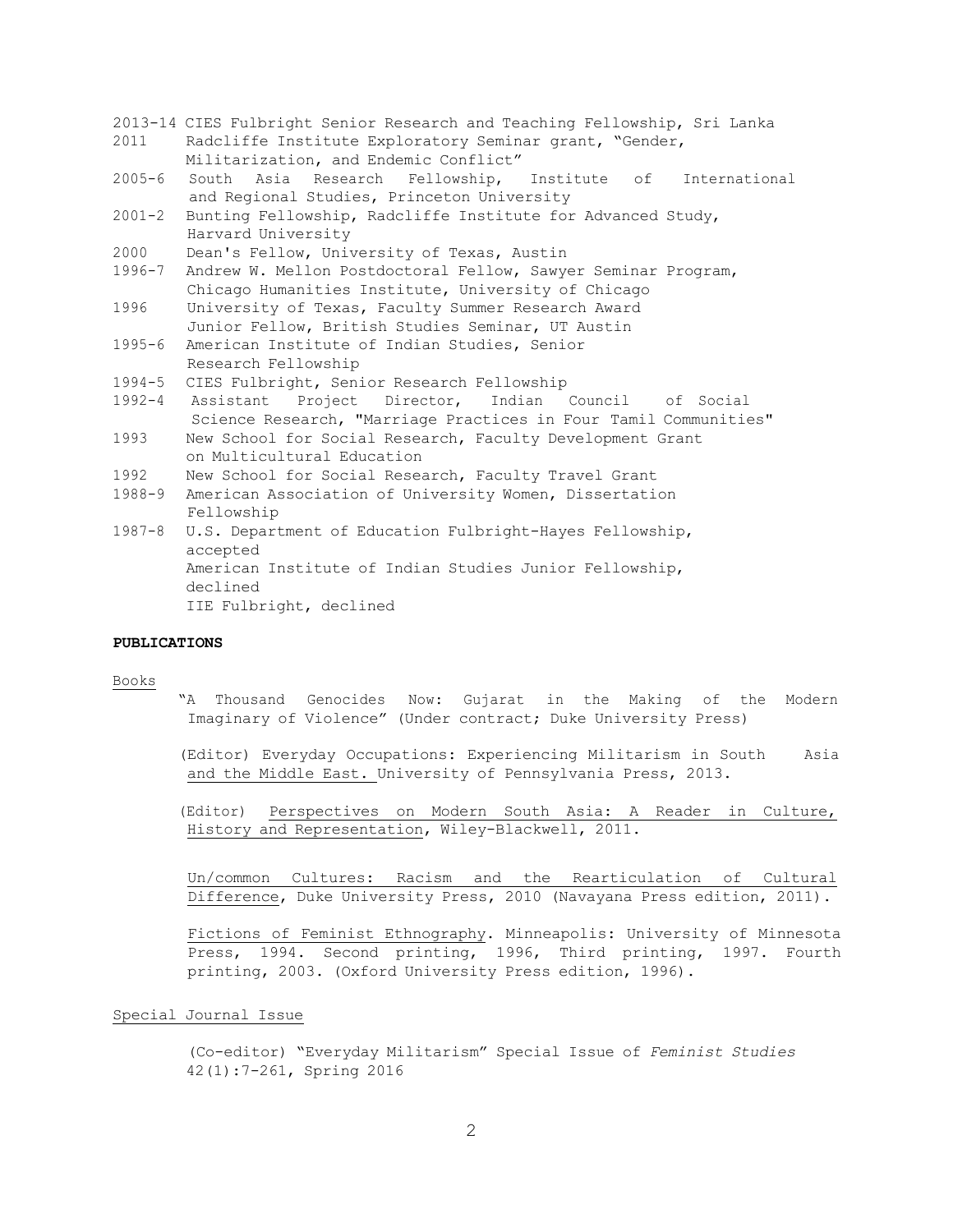2013-14 CIES Fulbright Senior Research and Teaching Fellowship, Sri Lanka

2011 Radcliffe Institute Exploratory Seminar grant, "Gender, Militarization, and Endemic Conflict"

2005-6 South Asia Research Fellowship, Institute of International and Regional Studies, Princeton University

2001-2 Bunting Fellowship, Radcliffe Institute for Advanced Study, Harvard University

2000 Dean's Fellow, University of Texas, Austin

1996-7 Andrew W. Mellon Postdoctoral Fellow, Sawyer Seminar Program, Chicago Humanities Institute, University of Chicago

1996 University of Texas, Faculty Summer Research Award
Junior Fellow, British Studies Seminar, UT Austin

1995-6 American Institute of Indian Studies, Senior Research Fellowship

1994-5 CIES Fulbright, Senior Research Fellowship

1992-4 Assistant Project Director, Indian Council of Social Science Research, "Marriage Practices in Four Tamil Communities"

1993 New School for Social Research, Faculty Development Grant on Multicultural Education

1992 New School for Social Research, Faculty Travel Grant

1988-9 American Association of University Women, Dissertation Fellowship

1987-8 U.S. Department of Education Fulbright-Hayes Fellowship, accepted
American Institute of Indian Studies Junior Fellowship, declined
IIE Fulbright, declined

**PUBLICATIONS**

Books

"A Thousand Genocides Now: Gujarat in the Making of the Modern Imaginary of Violence" (Under contract; Duke University Press)

(Editor) Everyday Occupations: Experiencing Militarism in South Asia and the Middle East. University of Pennsylvania Press, 2013.

(Editor) Perspectives on Modern South Asia: A Reader in Culture, History and Representation, Wiley-Blackwell, 2011.

Un/common Cultures: Racism and the Rearticulation of Cultural Difference, Duke University Press, 2010 (Navayana Press edition, 2011).

Fictions of Feminist Ethnography. Minneapolis: University of Minnesota Press, 1994. Second printing, 1996, Third printing, 1997. Fourth printing, 2003. (Oxford University Press edition, 1996).

Special Journal Issue

(Co-editor) "Everyday Militarism" Special Issue of *Feminist Studies* 42(1):7-261, Spring 2016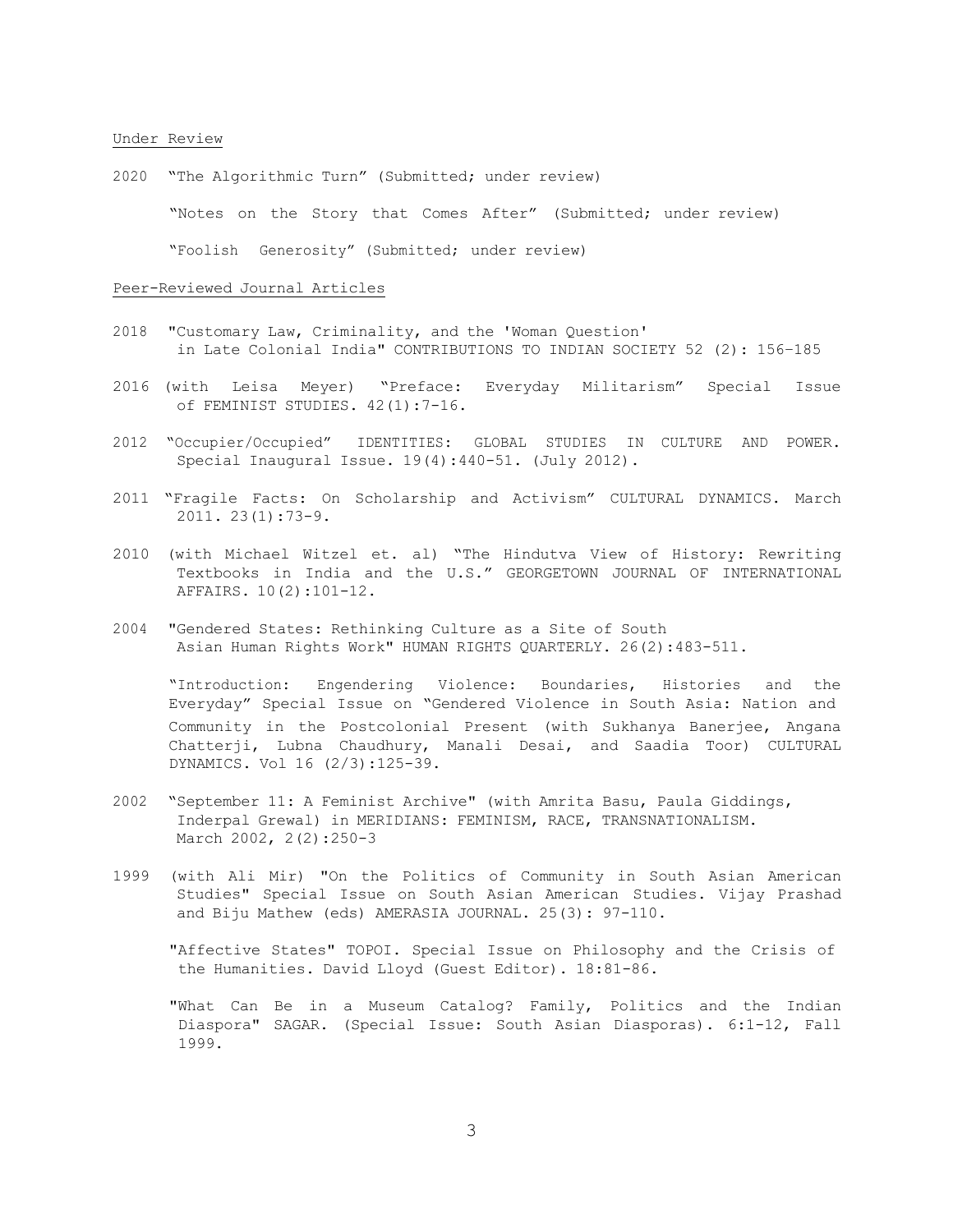Under Review

2020 "The Algorithmic Turn" (Submitted; under review)

"Notes on the Story that Comes After" (Submitted; under review)

"Foolish Generosity" (Submitted; under review)

Peer-Reviewed Journal Articles

2018 "Customary Law, Criminality, and the 'Woman Question' in Late Colonial India" CONTRIBUTIONS TO INDIAN SOCIETY 52 (2): 156–185

2016 (with Leisa Meyer) "Preface: Everyday Militarism" Special Issue of FEMINIST STUDIES. 42(1):7-16.

2012 "Occupier/Occupied" IDENTITIES: GLOBAL STUDIES IN CULTURE AND POWER. Special Inaugural Issue. 19(4):440-51. (July 2012).

2011 "Fragile Facts: On Scholarship and Activism" CULTURAL DYNAMICS. March 2011. 23(1):73-9.

2010 (with Michael Witzel et. al) "The Hindutva View of History: Rewriting Textbooks in India and the U.S." GEORGETOWN JOURNAL OF INTERNATIONAL AFFAIRS. 10(2):101-12.

2004 "Gendered States: Rethinking Culture as a Site of South Asian Human Rights Work" HUMAN RIGHTS QUARTERLY. 26(2):483-511.

"Introduction: Engendering Violence: Boundaries, Histories and the Everyday" Special Issue on "Gendered Violence in South Asia: Nation and Community in the Postcolonial Present (with Sukhanya Banerjee, Angana Chatterji, Lubna Chaudhury, Manali Desai, and Saadia Toor) CULTURAL DYNAMICS. Vol 16 (2/3):125-39.

2002 "September 11: A Feminist Archive" (with Amrita Basu, Paula Giddings, Inderpal Grewal) in MERIDIANS: FEMINISM, RACE, TRANSNATIONALISM. March 2002, 2(2):250-3

1999 (with Ali Mir) "On the Politics of Community in South Asian American Studies" Special Issue on South Asian American Studies. Vijay Prashad and Biju Mathew (eds) AMERASIA JOURNAL. 25(3): 97-110.

"Affective States" TOPOI. Special Issue on Philosophy and the Crisis of the Humanities. David Lloyd (Guest Editor). 18:81-86.

"What Can Be in a Museum Catalog? Family, Politics and the Indian Diaspora" SAGAR. (Special Issue: South Asian Diasporas). 6:1-12, Fall 1999.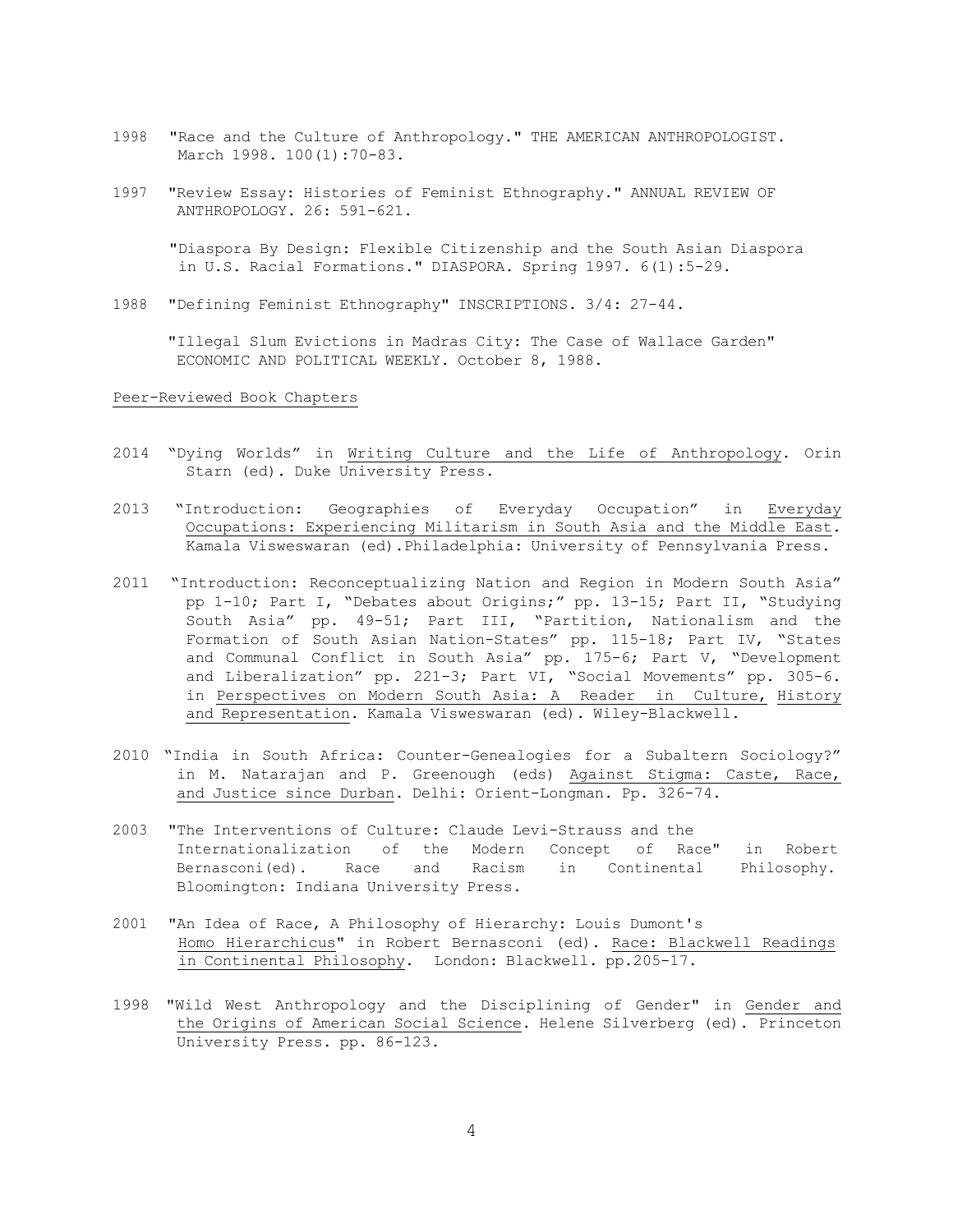1998 "Race and the Culture of Anthropology." THE AMERICAN ANTHROPOLOGIST. March 1998. 100(1):70-83.

1997 "Review Essay: Histories of Feminist Ethnography." ANNUAL REVIEW OF ANTHROPOLOGY. 26: 591-621.

"Diaspora By Design: Flexible Citizenship and the South Asian Diaspora in U.S. Racial Formations." DIASPORA. Spring 1997. 6(1):5-29.

1988 "Defining Feminist Ethnography" INSCRIPTIONS. 3/4: 27-44.

"Illegal Slum Evictions in Madras City: The Case of Wallace Garden" ECONOMIC AND POLITICAL WEEKLY. October 8, 1988.

<u>Peer-Reviewed Book Chapters</u>

2014 "Dying Worlds" in <u>Writing Culture and the Life of Anthropology</u>. Orin Starn (ed). Duke University Press.

2013 "Introduction: Geographies of Everyday Occupation" in <u>Everyday Occupations: Experiencing Militarism in South Asia and the Middle East</u>. Kamala Visweswaran (ed).Philadelphia: University of Pennsylvania Press.

2011 "Introduction: Reconceptualizing Nation and Region in Modern South Asia" pp 1-10; Part I, "Debates about Origins;" pp. 13-15; Part II, "Studying South Asia" pp. 49-51; Part III, "Partition, Nationalism and the Formation of South Asian Nation-States" pp. 115-18; Part IV, "States and Communal Conflict in South Asia" pp. 175-6; Part V, "Development and Liberalization" pp. 221-3; Part VI, "Social Movements" pp. 305-6. in <u>Perspectives on Modern South Asia: A Reader in Culture, History and Representation</u>. Kamala Visweswaran (ed). Wiley-Blackwell.

2010 "India in South Africa: Counter-Genealogies for a Subaltern Sociology?" in M. Natarajan and P. Greenough (eds) <u>Against Stigma: Caste, Race, and Justice since Durban</u>. Delhi: Orient-Longman. Pp. 326-74.

2003 "The Interventions of Culture: Claude Levi-Strauss and the Internationalization of the Modern Concept of Race" in Robert Bernasconi(ed). Race and Racism in Continental Philosophy. Bloomington: Indiana University Press.

2001 "An Idea of Race, A Philosophy of Hierarchy: Louis Dumont's <u>Homo Hierarchicus</u>" in Robert Bernasconi (ed). <u>Race: Blackwell Readings in Continental Philosophy</u>. London: Blackwell. pp.205-17.

1998 "Wild West Anthropology and the Disciplining of Gender" in <u>Gender and the Origins of American Social Science</u>. Helene Silverberg (ed). Princeton University Press. pp. 86-123.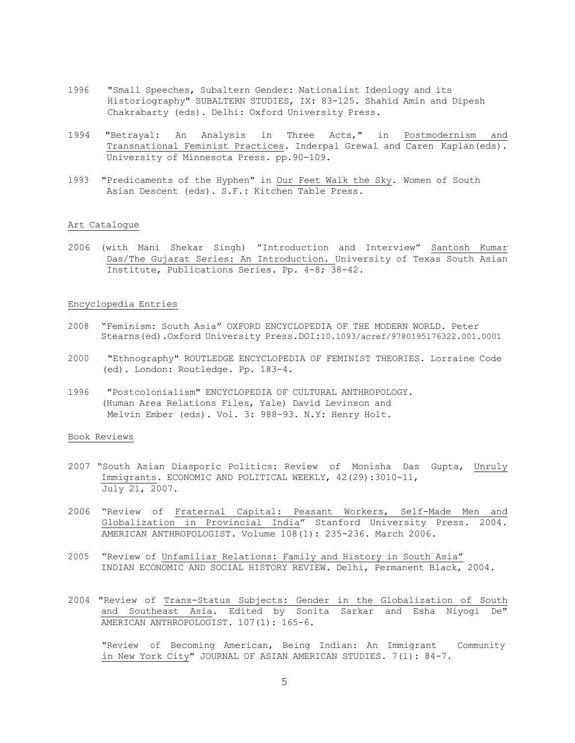1996 "Small Speeches, Subaltern Gender: Nationalist Ideology and its Historiography" SUBALTERN STUDIES, IX: 83-125. Shahid Amin and Dipesh Chakrabarty (eds). Delhi: Oxford University Press.

1994 "Betrayal: An Analysis in Three Acts," in Postmodernism and Transnational Feminist Practices. Inderpal Grewal and Caren Kaplan(eds). University of Minnesota Press. pp.90-109.

1993 "Predicaments of the Hyphen" in Our Feet Walk the Sky. Women of South Asian Descent (eds). S.F.: Kitchen Table Press.

## Art Catalogue

2006 (with Mani Shekar Singh) "Introduction and Interview" Santosh Kumar Das/The Gujarat Series: An Introduction. University of Texas South Asian Institute, Publications Series. Pp. 4-8; 38-42.

## Encyclopedia Entries

2008 "Feminism: South Asia" OXFORD ENCYCLOPEDIA OF THE MODERN WORLD. Peter Stearns(ed).Oxford University Press.DOI:10.1093/acref/9780195176322.001.0001

2000 "Ethnography" ROUTLEDGE ENCYCLOPEDIA OF FEMINIST THEORIES. Lorraine Code (ed). London: Routledge. Pp. 183-4.

1996 "Postcolonialism" ENCYCLOPEDIA OF CULTURAL ANTHROPOLOGY. (Human Area Relations Files, Yale) David Levinson and Melvin Ember (eds). Vol. 3: 988-93. N.Y: Henry Holt.

## Book Reviews

2007 "South Asian Diasporic Politics: Review of Monisha Das Gupta, Unruly Immigrants. ECONOMIC AND POLITICAL WEEKLY, 42(29):3010-11, July 21, 2007.

2006 "Review of Fraternal Capital: Peasant Workers, Self-Made Men and Globalization in Provincial India" Stanford University Press. 2004. AMERICAN ANTHROPOLOGIST. Volume 108(1): 235-236. March 2006.

2005 "Review of Unfamiliar Relations: Family and History in South Asia" INDIAN ECONOMIC AND SOCIAL HISTORY REVIEW. Delhi, Permanent Black, 2004.

2004 "Review of Trans-Status Subjects: Gender in the Globalization of South and Southeast Asia. Edited by Sonita Sarkar and Esha Niyogi De" AMERICAN ANTHROPOLOGIST. 107(1): 165-6.

"Review of Becoming American, Being Indian: An Immigrant Community in New York City" JOURNAL OF ASIAN AMERICAN STUDIES. 7(1): 84-7.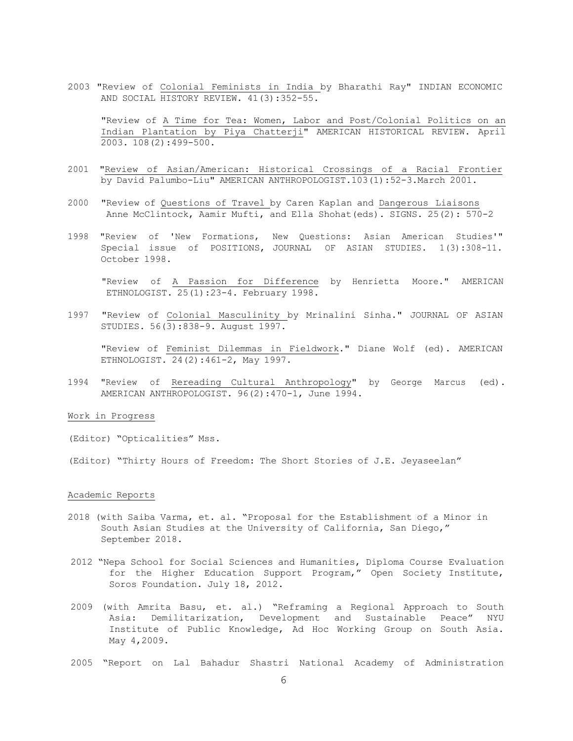2003 "Review of Colonial Feminists in India by Bharathi Ray" INDIAN ECONOMIC AND SOCIAL HISTORY REVIEW. 41(3):352-55.

"Review of A Time for Tea: Women, Labor and Post/Colonial Politics on an Indian Plantation by Piya Chatterji" AMERICAN HISTORICAL REVIEW. April 2003. 108(2):499-500.

2001 "Review of Asian/American: Historical Crossings of a Racial Frontier by David Palumbo-Liu" AMERICAN ANTHROPOLOGIST.103(1):52-3.March 2001.

2000 "Review of Questions of Travel by Caren Kaplan and Dangerous Liaisons Anne McClintock, Aamir Mufti, and Ella Shohat(eds). SIGNS. 25(2): 570-2

1998 "Review of 'New Formations, New Questions: Asian American Studies'" Special issue of POSITIONS, JOURNAL OF ASIAN STUDIES. 1(3):308-11. October 1998.

"Review of A Passion for Difference by Henrietta Moore." AMERICAN ETHNOLOGIST. 25(1):23-4. February 1998.

1997 "Review of Colonial Masculinity by Mrinalini Sinha." JOURNAL OF ASIAN STUDIES. 56(3):838-9. August 1997.

"Review of Feminist Dilemmas in Fieldwork." Diane Wolf (ed). AMERICAN ETHNOLOGIST. 24(2):461-2, May 1997.

1994 "Review of Rereading Cultural Anthropology" by George Marcus (ed). AMERICAN ANTHROPOLOGIST. 96(2):470-1, June 1994.

## Work in Progress

(Editor) "Opticalities" Mss.

(Editor) "Thirty Hours of Freedom: The Short Stories of J.E. Jeyaseelan"

## Academic Reports

2018 (with Saiba Varma, et. al. "Proposal for the Establishment of a Minor in South Asian Studies at the University of California, San Diego," September 2018.

2012 "Nepa School for Social Sciences and Humanities, Diploma Course Evaluation for the Higher Education Support Program," Open Society Institute, Soros Foundation. July 18, 2012.

2009 (with Amrita Basu, et. al.) "Reframing a Regional Approach to South Asia: Demilitarization, Development and Sustainable Peace" NYU Institute of Public Knowledge, Ad Hoc Working Group on South Asia. May 4,2009.

2005 "Report on Lal Bahadur Shastri National Academy of Administration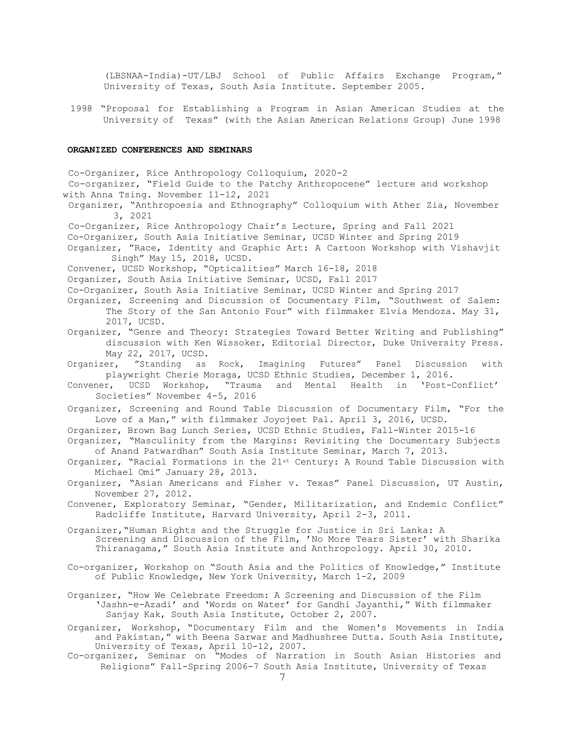(LBSNAA-India)-UT/LBJ School of Public Affairs Exchange Program," University of Texas, South Asia Institute. September 2005.

1998 "Proposal for Establishing a Program in Asian American Studies at the University of Texas" (with the Asian American Relations Group) June 1998

**ORGANIZED CONFERENCES AND SEMINARS**

Co-Organizer, Rice Anthropology Colloquium, 2020-2

Co-organizer, "Field Guide to the Patchy Anthropocene" lecture and workshop with Anna Tsing. November 11-12, 2021

Organizer, "Anthropoesia and Ethnography" Colloquium with Ather Zia, November 3, 2021

Co-Organizer, Rice Anthropology Chair's Lecture, Spring and Fall 2021

Co-Organizer, South Asia Initiative Seminar, UCSD Winter and Spring 2019

Organizer, "Race, Identity and Graphic Art: A Cartoon Workshop with Vishavjit Singh" May 15, 2018, UCSD.

Convener, UCSD Workshop, "Opticalities" March 16-18, 2018

Organizer, South Asia Initiative Seminar, UCSD, Fall 2017

Co-Organizer, South Asia Initiative Seminar, UCSD Winter and Spring 2017

Organizer, Screening and Discussion of Documentary Film, "Southwest of Salem: The Story of the San Antonio Four" with filmmaker Elvia Mendoza. May 31, 2017, UCSD.

Organizer, "Genre and Theory: Strategies Toward Better Writing and Publishing" discussion with Ken Wissoker, Editorial Director, Duke University Press. May 22, 2017, UCSD.

Organizer, "Standing as Rock, Imagining Futures" Panel Discussion with playwright Cherie Moraga, UCSD Ethnic Studies, December 1, 2016.

Convener, UCSD Workshop, "Trauma and Mental Health in 'Post-Conflict' Societies" November 4-5, 2016

Organizer, Screening and Round Table Discussion of Documentary Film, "For the Love of a Man," with filmmaker Joyojeet Pal. April 3, 2016, UCSD.

Organizer, Brown Bag Lunch Series, UCSD Ethnic Studies, Fall-Winter 2015-16

Organizer, "Masculinity from the Margins: Revisiting the Documentary Subjects of Anand Patwardhan" South Asia Institute Seminar, March 7, 2013.

Organizer, "Racial Formations in the 21st Century: A Round Table Discussion with Michael Omi" January 28, 2013.

Organizer, "Asian Americans and Fisher v. Texas" Panel Discussion, UT Austin, November 27, 2012.

Convener, Exploratory Seminar, "Gender, Militarization, and Endemic Conflict" Radcliffe Institute, Harvard University, April 2-3, 2011.

Organizer, "Human Rights and the Struggle for Justice in Sri Lanka: A Screening and Discussion of the Film, 'No More Tears Sister' with Sharika Thiranagama," South Asia Institute and Anthropology. April 30, 2010.

Co-organizer, Workshop on "South Asia and the Politics of Knowledge," Institute of Public Knowledge, New York University, March 1-2, 2009

Organizer, "How We Celebrate Freedom: A Screening and Discussion of the Film 'Jashn-e-Azadi' and 'Words on Water' for Gandhi Jayanthi," With filmmaker Sanjay Kak, South Asia Institute, October 2, 2007.

Organizer, Workshop, "Documentary Film and the Women's Movements in India and Pakistan," with Beena Sarwar and Madhushree Dutta. South Asia Institute, University of Texas, April 10-12, 2007.

Co-organizer, Seminar on "Modes of Narration in South Asian Histories and Religions" Fall-Spring 2006-7 South Asia Institute, University of Texas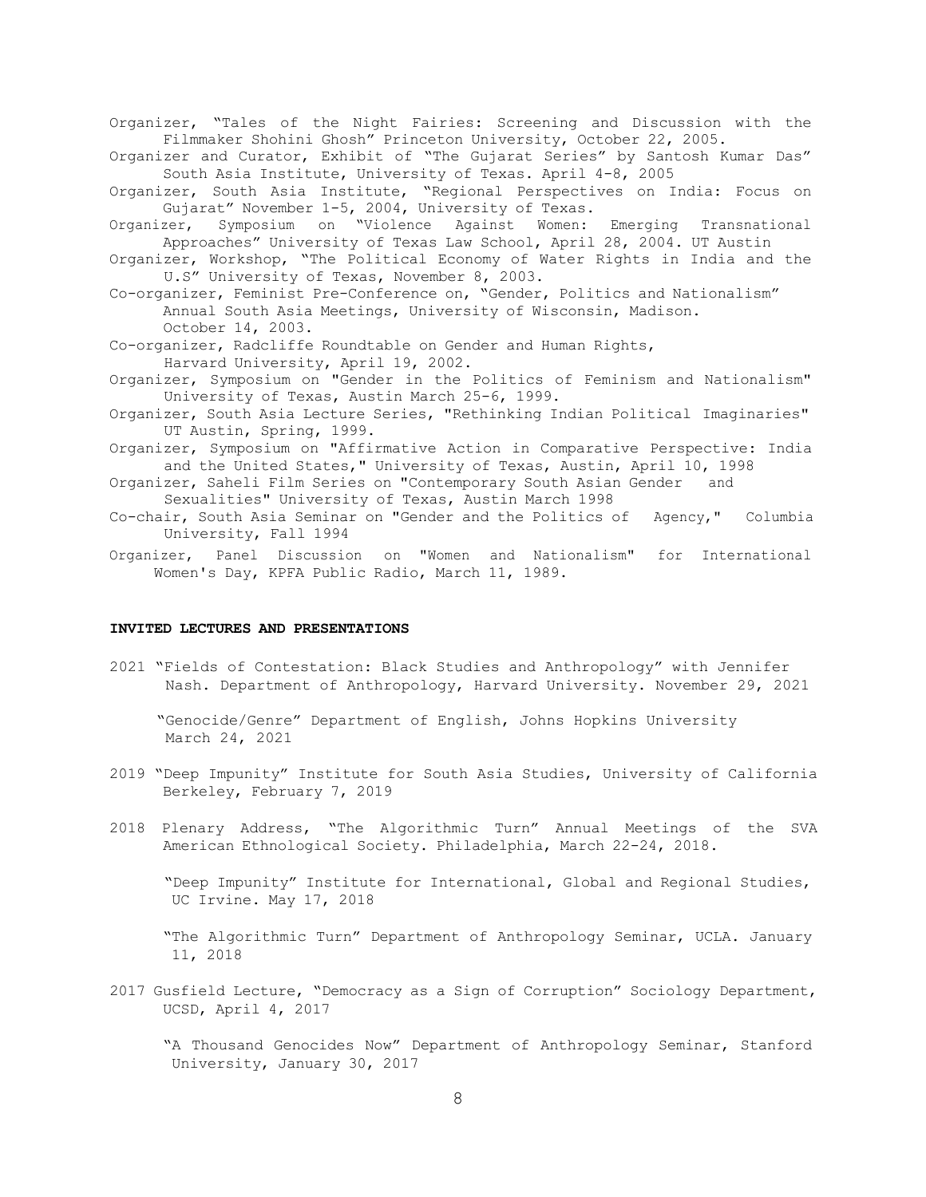Organizer, "Tales of the Night Fairies: Screening and Discussion with the Filmmaker Shohini Ghosh" Princeton University, October 22, 2005.

Organizer and Curator, Exhibit of "The Gujarat Series" by Santosh Kumar Das" South Asia Institute, University of Texas. April 4-8, 2005

Organizer, South Asia Institute, "Regional Perspectives on India: Focus on Gujarat" November 1-5, 2004, University of Texas.

Organizer, Symposium on "Violence Against Women: Emerging Transnational Approaches" University of Texas Law School, April 28, 2004. UT Austin

Organizer, Workshop, "The Political Economy of Water Rights in India and the U.S" University of Texas, November 8, 2003.

Co-organizer, Feminist Pre-Conference on, "Gender, Politics and Nationalism" Annual South Asia Meetings, University of Wisconsin, Madison. October 14, 2003.

Co-organizer, Radcliffe Roundtable on Gender and Human Rights, Harvard University, April 19, 2002.

Organizer, Symposium on "Gender in the Politics of Feminism and Nationalism" University of Texas, Austin March 25-6, 1999.

Organizer, South Asia Lecture Series, "Rethinking Indian Political Imaginaries" UT Austin, Spring, 1999.

Organizer, Symposium on "Affirmative Action in Comparative Perspective: India and the United States," University of Texas, Austin, April 10, 1998

Organizer, Saheli Film Series on "Contemporary South Asian Gender and Sexualities" University of Texas, Austin March 1998

Co-chair, South Asia Seminar on "Gender and the Politics of Agency," Columbia University, Fall 1994

Organizer, Panel Discussion on "Women and Nationalism" for International Women's Day, KPFA Public Radio, March 11, 1989.

**INVITED LECTURES AND PRESENTATIONS**

2021 "Fields of Contestation: Black Studies and Anthropology" with Jennifer Nash. Department of Anthropology, Harvard University. November 29, 2021

"Genocide/Genre" Department of English, Johns Hopkins University March 24, 2021

2019 "Deep Impunity" Institute for South Asia Studies, University of California Berkeley, February 7, 2019

2018 Plenary Address, "The Algorithmic Turn" Annual Meetings of the SVA American Ethnological Society. Philadelphia, March 22-24, 2018.

"Deep Impunity" Institute for International, Global and Regional Studies, UC Irvine. May 17, 2018

"The Algorithmic Turn" Department of Anthropology Seminar, UCLA. January 11, 2018

2017 Gusfield Lecture, "Democracy as a Sign of Corruption" Sociology Department, UCSD, April 4, 2017

"A Thousand Genocides Now" Department of Anthropology Seminar, Stanford University, January 30, 2017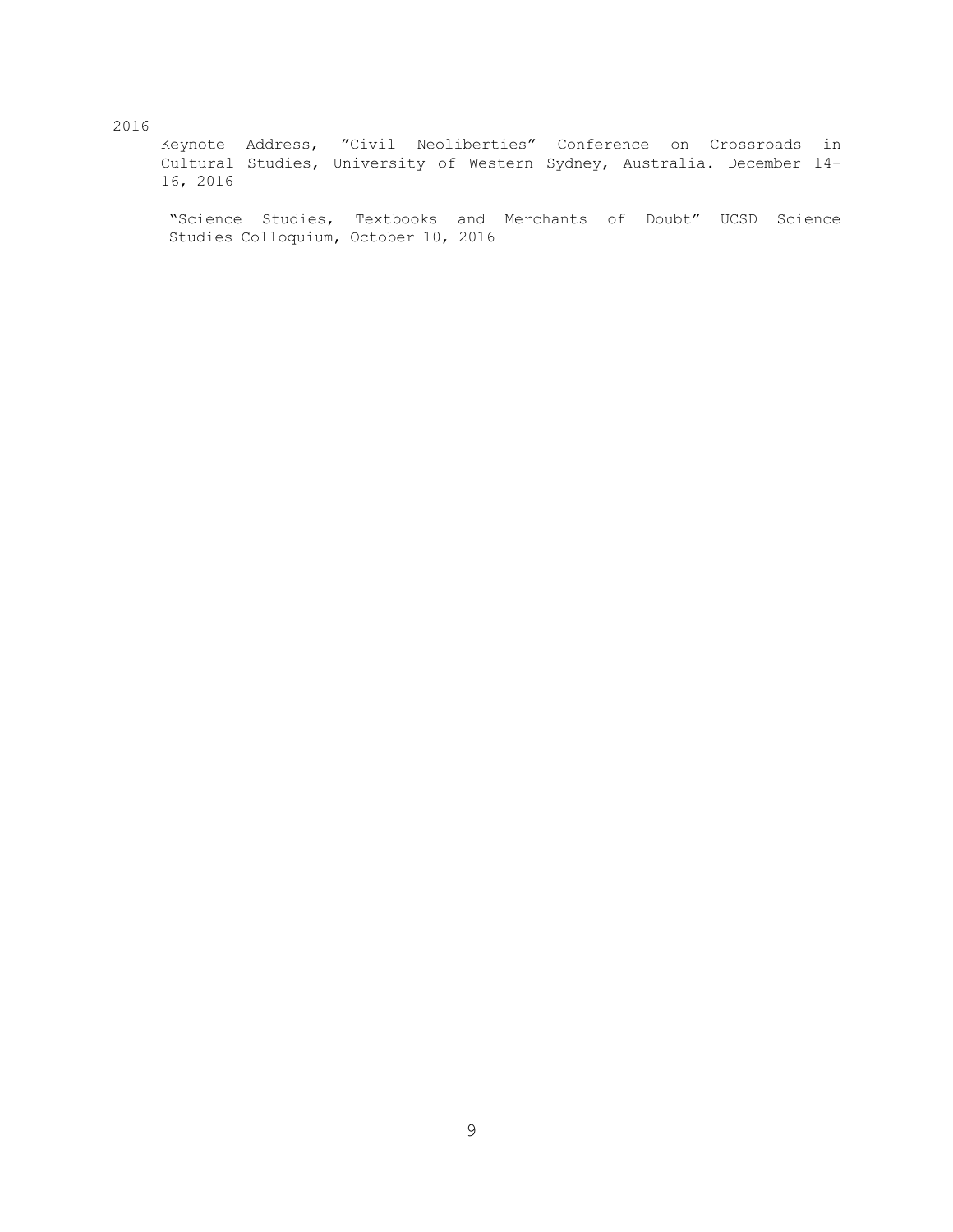2016

Keynote Address, "Civil Neoliberties" Conference on Crossroads in Cultural Studies, University of Western Sydney, Australia. December 14-16, 2016

"Science Studies, Textbooks and Merchants of Doubt" UCSD Science Studies Colloquium, October 10, 2016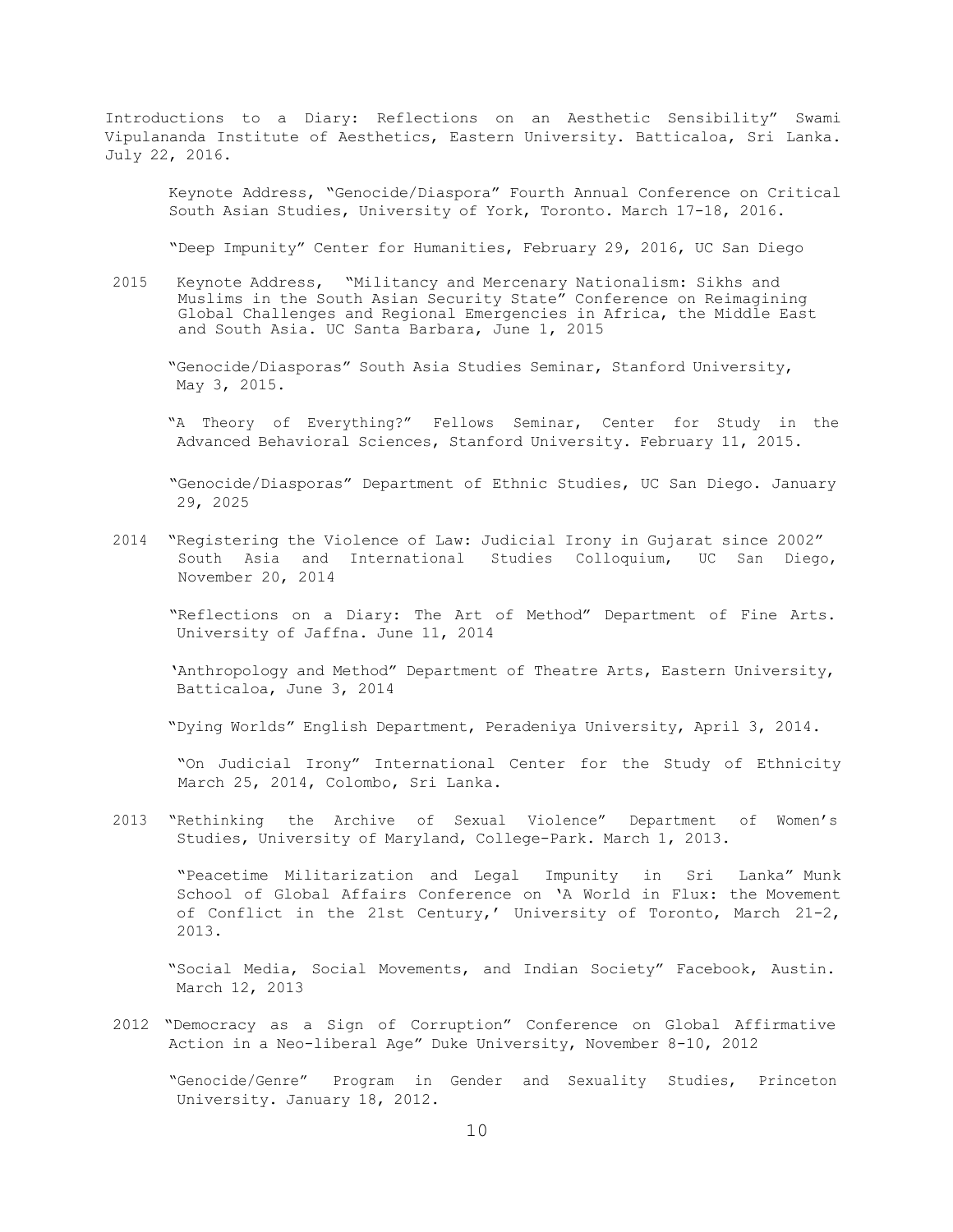Introductions to a Diary: Reflections on an Aesthetic Sensibility" Swami Vipulananda Institute of Aesthetics, Eastern University. Batticaloa, Sri Lanka. July 22, 2016.

Keynote Address, "Genocide/Diaspora" Fourth Annual Conference on Critical South Asian Studies, University of York, Toronto. March 17-18, 2016.

"Deep Impunity" Center for Humanities, February 29, 2016, UC San Diego

2015 Keynote Address, "Militancy and Mercenary Nationalism: Sikhs and Muslims in the South Asian Security State" Conference on Reimagining Global Challenges and Regional Emergencies in Africa, the Middle East and South Asia. UC Santa Barbara, June 1, 2015

"Genocide/Diasporas" South Asia Studies Seminar, Stanford University, May 3, 2015.

"A Theory of Everything?" Fellows Seminar, Center for Study in the Advanced Behavioral Sciences, Stanford University. February 11, 2015.

"Genocide/Diasporas" Department of Ethnic Studies, UC San Diego. January 29, 2025

2014 "Registering the Violence of Law: Judicial Irony in Gujarat since 2002" South Asia and International Studies Colloquium, UC San Diego, November 20, 2014

"Reflections on a Diary: The Art of Method" Department of Fine Arts. University of Jaffna. June 11, 2014

'Anthropology and Method" Department of Theatre Arts, Eastern University, Batticaloa, June 3, 2014

"Dying Worlds" English Department, Peradeniya University, April 3, 2014.

"On Judicial Irony" International Center for the Study of Ethnicity March 25, 2014, Colombo, Sri Lanka.

2013 "Rethinking the Archive of Sexual Violence" Department of Women's Studies, University of Maryland, College-Park. March 1, 2013.

"Peacetime Militarization and Legal Impunity in Sri Lanka" Munk School of Global Affairs Conference on 'A World in Flux: the Movement of Conflict in the 21st Century,' University of Toronto, March 21-2, 2013.

"Social Media, Social Movements, and Indian Society" Facebook, Austin. March 12, 2013

2012 "Democracy as a Sign of Corruption" Conference on Global Affirmative Action in a Neo-liberal Age" Duke University, November 8-10, 2012

"Genocide/Genre" Program in Gender and Sexuality Studies, Princeton University. January 18, 2012.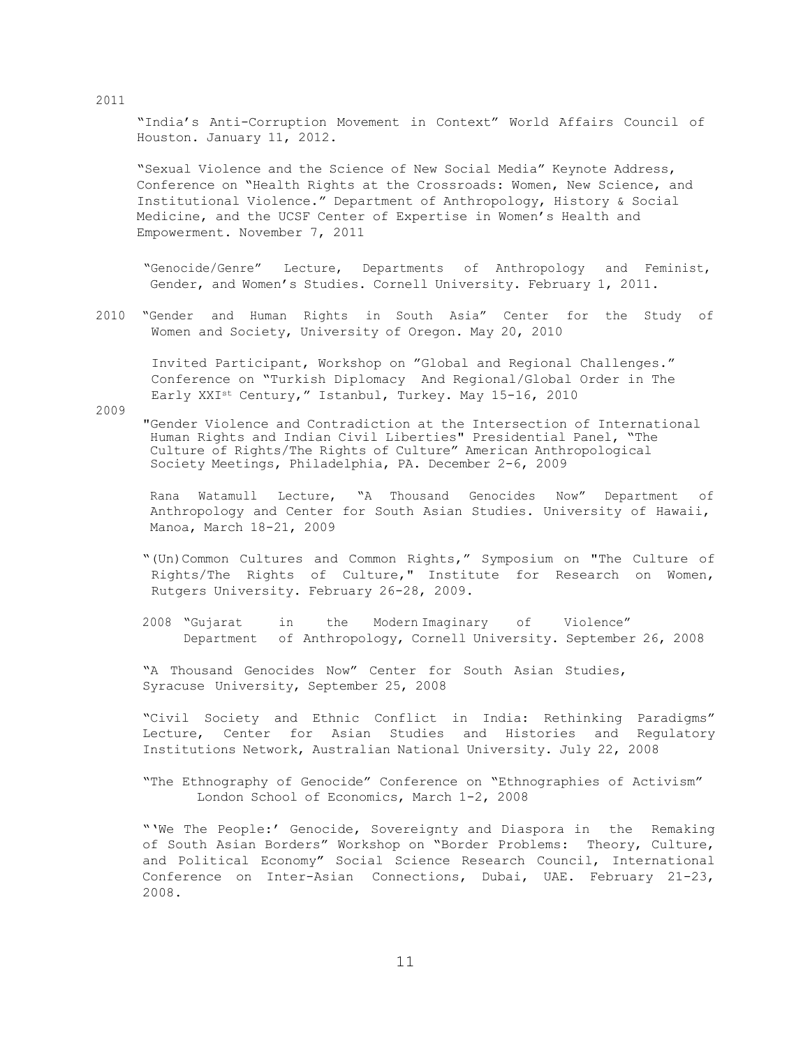2011

"India's Anti-Corruption Movement in Context" World Affairs Council of Houston. January 11, 2012.

"Sexual Violence and the Science of New Social Media" Keynote Address, Conference on "Health Rights at the Crossroads: Women, New Science, and Institutional Violence." Department of Anthropology, History & Social Medicine, and the UCSF Center of Expertise in Women's Health and Empowerment. November 7, 2011

"Genocide/Genre" Lecture, Departments of Anthropology and Feminist, Gender, and Women's Studies. Cornell University. February 1, 2011.

2010 "Gender and Human Rights in South Asia" Center for the Study of Women and Society, University of Oregon. May 20, 2010

Invited Participant, Workshop on "Global and Regional Challenges." Conference on "Turkish Diplomacy And Regional/Global Order in The Early XXI$^{st}$ Century," Istanbul, Turkey. May 15-16, 2010

2009

"Gender Violence and Contradiction at the Intersection of International Human Rights and Indian Civil Liberties" Presidential Panel, "The Culture of Rights/The Rights of Culture" American Anthropological Society Meetings, Philadelphia, PA. December 2-6, 2009

Rana Watamull Lecture, "A Thousand Genocides Now" Department of Anthropology and Center for South Asian Studies. University of Hawaii, Manoa, March 18-21, 2009

"(Un)Common Cultures and Common Rights," Symposium on "The Culture of Rights/The Rights of Culture," Institute for Research on Women, Rutgers University. February 26-28, 2009.

2008 "Gujarat in the Modern Imaginary of Violence" Department of Anthropology, Cornell University. September 26, 2008

"A Thousand Genocides Now" Center for South Asian Studies, Syracuse University, September 25, 2008

"Civil Society and Ethnic Conflict in India: Rethinking Paradigms" Lecture, Center for Asian Studies and Histories and Regulatory Institutions Network, Australian National University. July 22, 2008

"The Ethnography of Genocide" Conference on "Ethnographies of Activism" London School of Economics, March 1-2, 2008

"'We The People:' Genocide, Sovereignty and Diaspora in the Remaking of South Asian Borders" Workshop on "Border Problems: Theory, Culture, and Political Economy" Social Science Research Council, International Conference on Inter-Asian Connections, Dubai, UAE. February 21-23, 2008.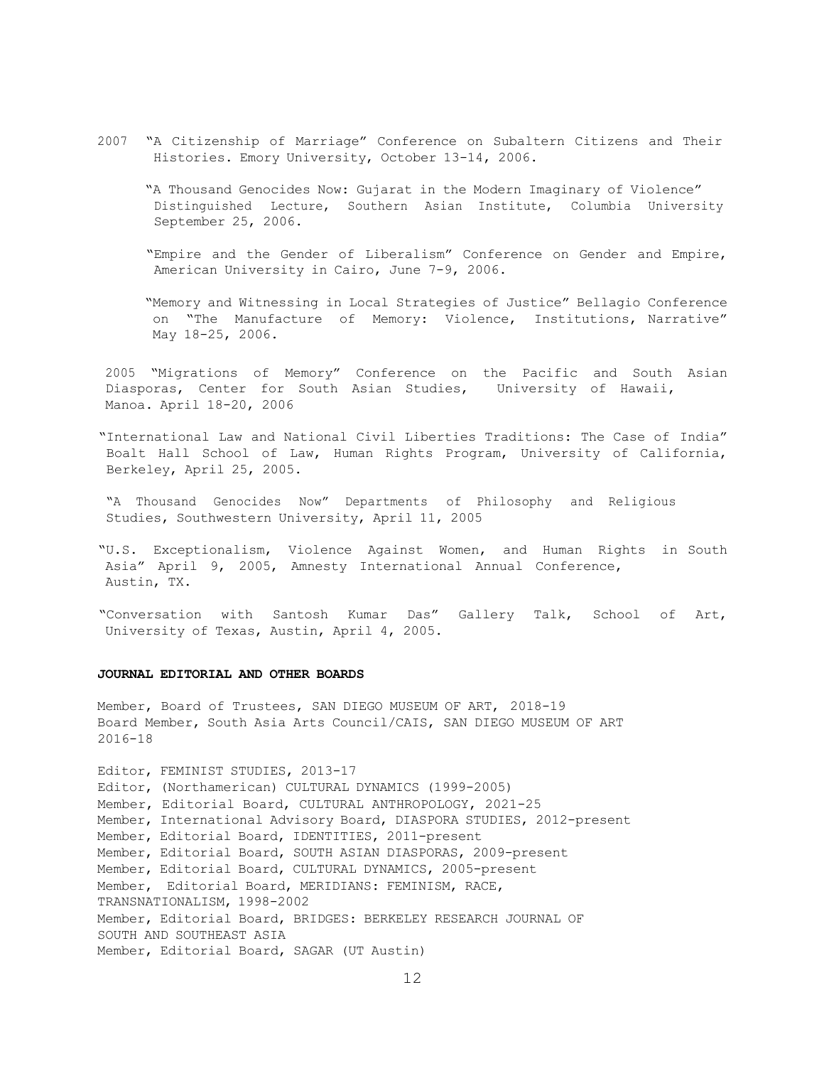2007 "A Citizenship of Marriage" Conference on Subaltern Citizens and Their Histories. Emory University, October 13-14, 2006.

"A Thousand Genocides Now: Gujarat in the Modern Imaginary of Violence" Distinguished Lecture, Southern Asian Institute, Columbia University September 25, 2006.

"Empire and the Gender of Liberalism" Conference on Gender and Empire, American University in Cairo, June 7-9, 2006.

"Memory and Witnessing in Local Strategies of Justice" Bellagio Conference on "The Manufacture of Memory: Violence, Institutions, Narrative" May 18-25, 2006.

2005 "Migrations of Memory" Conference on the Pacific and South Asian Diasporas, Center for South Asian Studies, University of Hawaii, Manoa. April 18-20, 2006

"International Law and National Civil Liberties Traditions: The Case of India" Boalt Hall School of Law, Human Rights Program, University of California, Berkeley, April 25, 2005.

"A Thousand Genocides Now" Departments of Philosophy and Religious Studies, Southwestern University, April 11, 2005

"U.S. Exceptionalism, Violence Against Women, and Human Rights in South Asia" April 9, 2005, Amnesty International Annual Conference, Austin, TX.

"Conversation with Santosh Kumar Das" Gallery Talk, School of Art, University of Texas, Austin, April 4, 2005.

**JOURNAL EDITORIAL AND OTHER BOARDS**

Member, Board of Trustees, SAN DIEGO MUSEUM OF ART, 2018-19
Board Member, South Asia Arts Council/CAIS, SAN DIEGO MUSEUM OF ART 2016-18

Editor, FEMINIST STUDIES, 2013-17
Editor, (Northamerican) CULTURAL DYNAMICS (1999-2005)
Member, Editorial Board, CULTURAL ANTHROPOLOGY, 2021-25
Member, International Advisory Board, DIASPORA STUDIES, 2012-present
Member, Editorial Board, IDENTITIES, 2011-present
Member, Editorial Board, SOUTH ASIAN DIASPORAS, 2009-present
Member, Editorial Board, CULTURAL DYNAMICS, 2005-present
Member, Editorial Board, MERIDIANS: FEMINISM, RACE, TRANSNATIONALISM, 1998-2002
Member, Editorial Board, BRIDGES: BERKELEY RESEARCH JOURNAL OF SOUTH AND SOUTHEAST ASIA
Member, Editorial Board, SAGAR (UT Austin)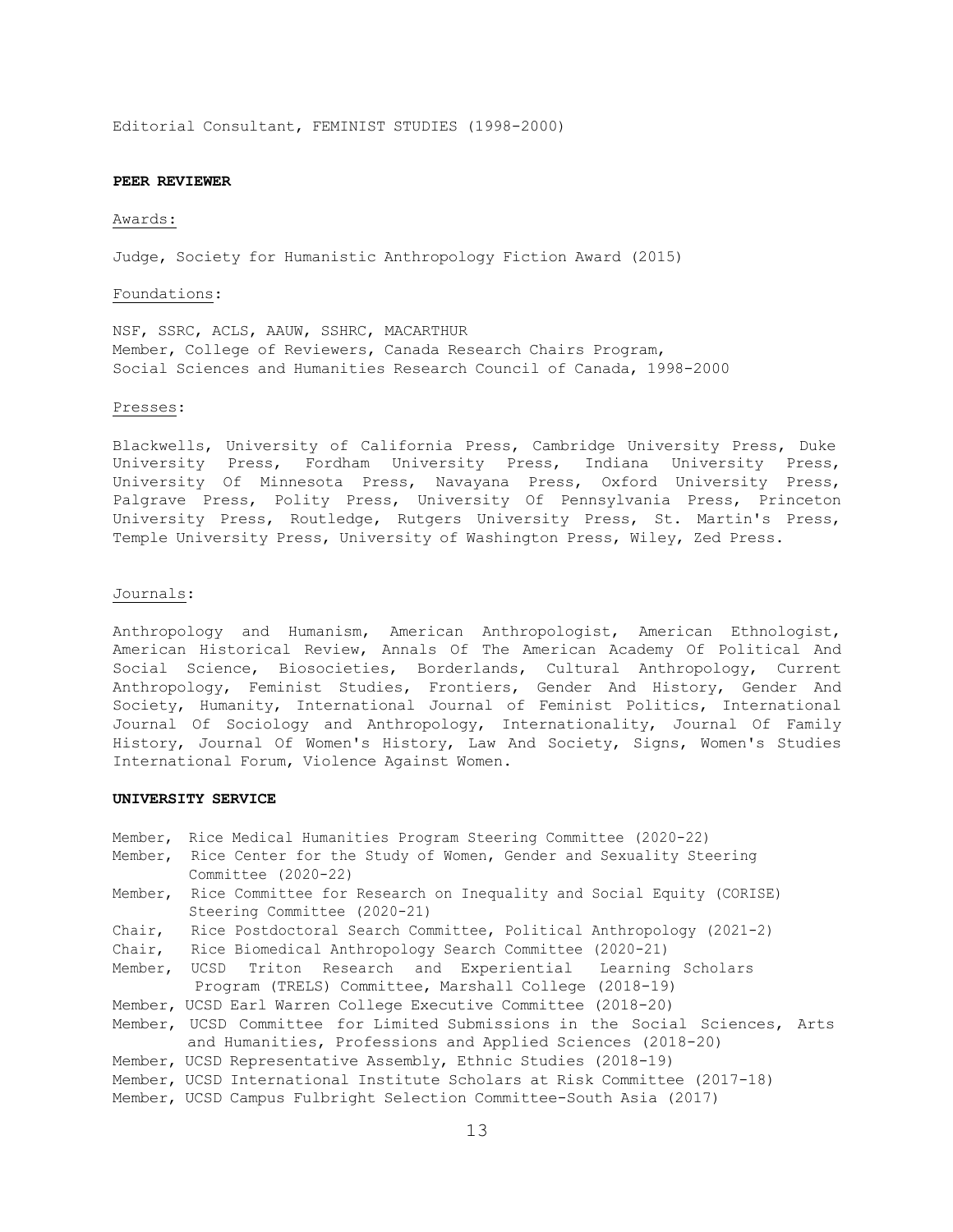Editorial Consultant, FEMINIST STUDIES (1998-2000)

## PEER REVIEWER

Awards:

Judge, Society for Humanistic Anthropology Fiction Award (2015)

Foundations:

NSF, SSRC, ACLS, AAUW, SSHRC, MACARTHUR
Member, College of Reviewers, Canada Research Chairs Program, Social Sciences and Humanities Research Council of Canada, 1998-2000

Presses:

Blackwells, University of California Press, Cambridge University Press, Duke University Press, Fordham University Press, Indiana University Press, University Of Minnesota Press, Navayana Press, Oxford University Press, Palgrave Press, Polity Press, University Of Pennsylvania Press, Princeton University Press, Routledge, Rutgers University Press, St. Martin's Press, Temple University Press, University of Washington Press, Wiley, Zed Press.

Journals:

Anthropology and Humanism, American Anthropologist, American Ethnologist, American Historical Review, Annals Of The American Academy Of Political And Social Science, Biosocieties, Borderlands, Cultural Anthropology, Current Anthropology, Feminist Studies, Frontiers, Gender And History, Gender And Society, Humanity, International Journal of Feminist Politics, International Journal Of Sociology and Anthropology, Internationality, Journal Of Family History, Journal Of Women's History, Law And Society, Signs, Women's Studies International Forum, Violence Against Women.

## UNIVERSITY SERVICE

Member, Rice Medical Humanities Program Steering Committee (2020-22)
Member, Rice Center for the Study of Women, Gender and Sexuality Steering Committee (2020-22)
Member, Rice Committee for Research on Inequality and Social Equity (CORISE) Steering Committee (2020-21)
Chair, Rice Postdoctoral Search Committee, Political Anthropology (2021-2)
Chair, Rice Biomedical Anthropology Search Committee (2020-21)
Member, UCSD Triton Research and Experiential Learning Scholars Program (TRELS) Committee, Marshall College (2018-19)
Member, UCSD Earl Warren College Executive Committee (2018-20)
Member, UCSD Committee for Limited Submissions in the Social Sciences, Arts and Humanities, Professions and Applied Sciences (2018-20)
Member, UCSD Representative Assembly, Ethnic Studies (2018-19)
Member, UCSD International Institute Scholars at Risk Committee (2017-18)
Member, UCSD Campus Fulbright Selection Committee-South Asia (2017)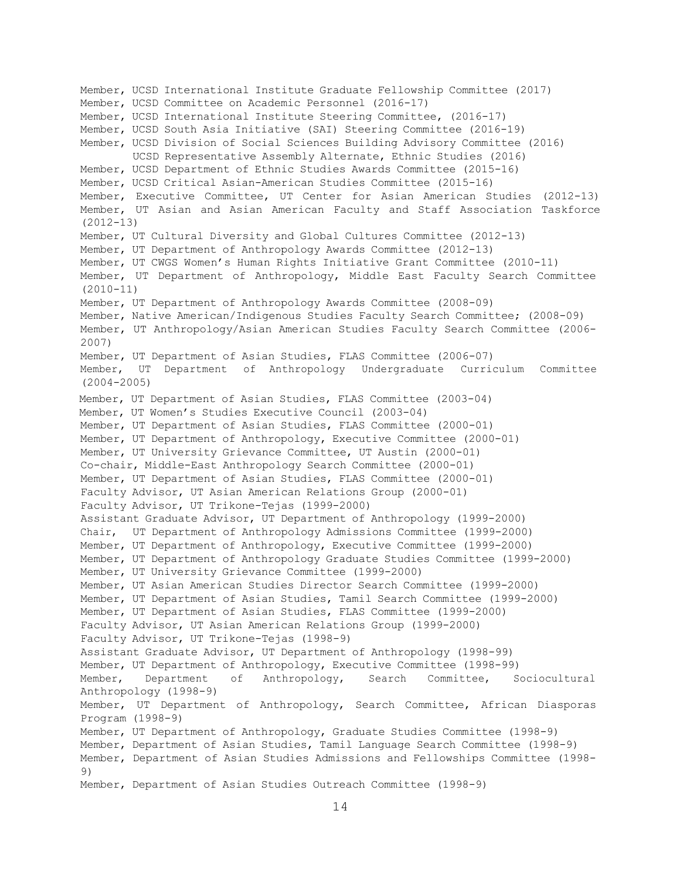Member, UCSD International Institute Graduate Fellowship Committee (2017)
Member, UCSD Committee on Academic Personnel (2016-17)
Member, UCSD International Institute Steering Committee, (2016-17)
Member, UCSD South Asia Initiative (SAI) Steering Committee (2016-19)
Member, UCSD Division of Social Sciences Building Advisory Committee (2016)
UCSD Representative Assembly Alternate, Ethnic Studies (2016)
Member, UCSD Department of Ethnic Studies Awards Committee (2015-16)
Member, UCSD Critical Asian-American Studies Committee (2015-16)
Member, Executive Committee, UT Center for Asian American Studies (2012-13)
Member, UT Asian and Asian American Faculty and Staff Association Taskforce (2012-13)
Member, UT Cultural Diversity and Global Cultures Committee (2012-13)
Member, UT Department of Anthropology Awards Committee (2012-13)
Member, UT CWGS Women's Human Rights Initiative Grant Committee (2010-11)
Member, UT Department of Anthropology, Middle East Faculty Search Committee (2010-11)
Member, UT Department of Anthropology Awards Committee (2008-09)
Member, Native American/Indigenous Studies Faculty Search Committee; (2008-09)
Member, UT Anthropology/Asian American Studies Faculty Search Committee (2006-2007)
Member, UT Department of Asian Studies, FLAS Committee (2006-07)
Member, UT Department of Anthropology Undergraduate Curriculum Committee (2004-2005)
Member, UT Department of Asian Studies, FLAS Committee (2003-04)
Member, UT Women's Studies Executive Council (2003-04)
Member, UT Department of Asian Studies, FLAS Committee (2000-01)
Member, UT Department of Anthropology, Executive Committee (2000-01)
Member, UT University Grievance Committee, UT Austin (2000-01)
Co-chair, Middle-East Anthropology Search Committee (2000-01)
Member, UT Department of Asian Studies, FLAS Committee (2000-01)
Faculty Advisor, UT Asian American Relations Group (2000-01)
Faculty Advisor, UT Trikone-Tejas (1999-2000)
Assistant Graduate Advisor, UT Department of Anthropology (1999-2000)
Chair, UT Department of Anthropology Admissions Committee (1999-2000)
Member, UT Department of Anthropology, Executive Committee (1999-2000)
Member, UT Department of Anthropology Graduate Studies Committee (1999-2000)
Member, UT University Grievance Committee (1999-2000)
Member, UT Asian American Studies Director Search Committee (1999-2000)
Member, UT Department of Asian Studies, Tamil Search Committee (1999-2000)
Member, UT Department of Asian Studies, FLAS Committee (1999-2000)
Faculty Advisor, UT Asian American Relations Group (1999-2000)
Faculty Advisor, UT Trikone-Tejas (1998-9)
Assistant Graduate Advisor, UT Department of Anthropology (1998-99)
Member, UT Department of Anthropology, Executive Committee (1998-99)
Member, Department of Anthropology, Search Committee, Sociocultural Anthropology (1998-9)
Member, UT Department of Anthropology, Search Committee, African Diasporas Program (1998-9)
Member, UT Department of Anthropology, Graduate Studies Committee (1998-9)
Member, Department of Asian Studies, Tamil Language Search Committee (1998-9)
Member, Department of Asian Studies Admissions and Fellowships Committee (1998-9)
Member, Department of Asian Studies Outreach Committee (1998-9)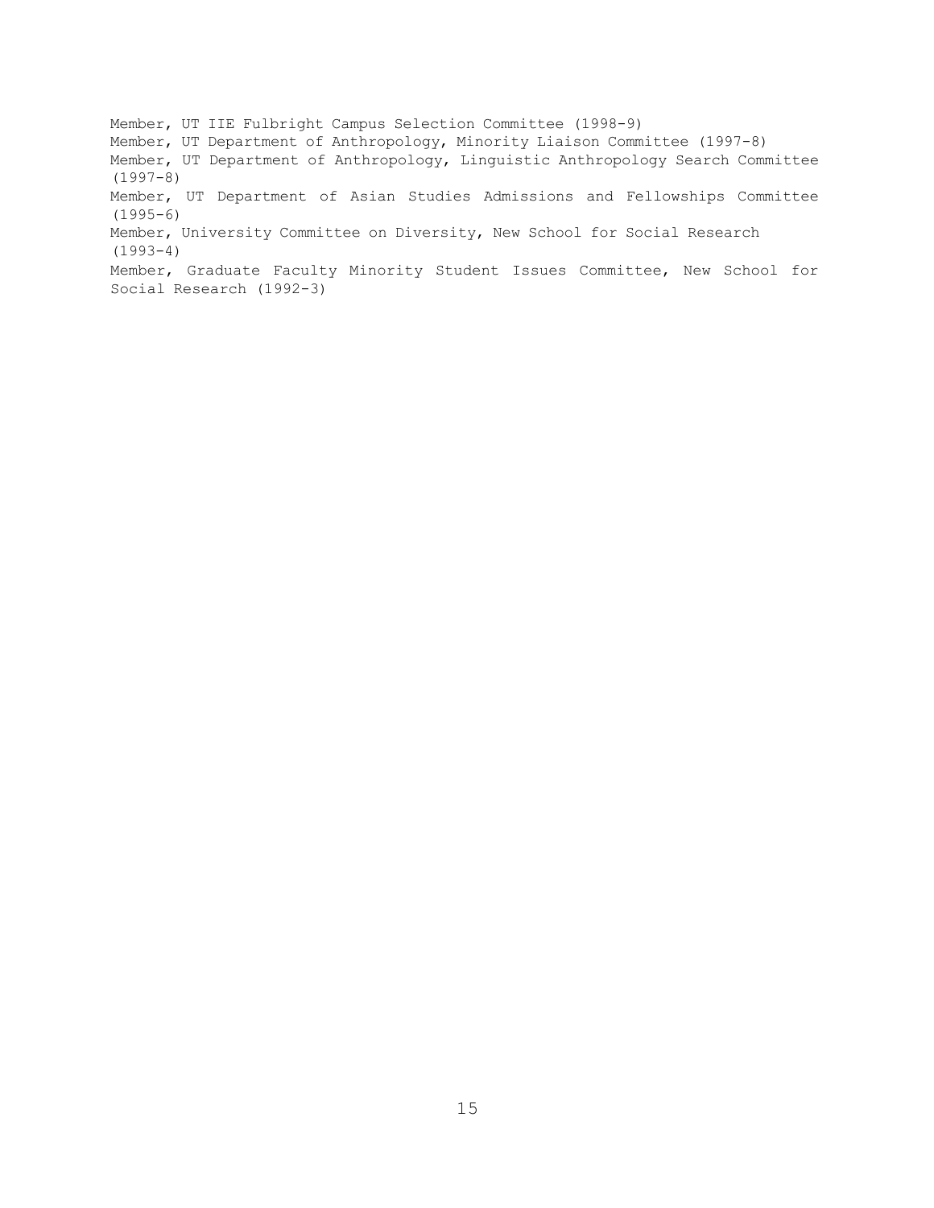Member, UT IIE Fulbright Campus Selection Committee (1998-9)
Member, UT Department of Anthropology, Minority Liaison Committee (1997-8)
Member, UT Department of Anthropology, Linguistic Anthropology Search Committee (1997-8)
Member, UT Department of Asian Studies Admissions and Fellowships Committee (1995-6)
Member, University Committee on Diversity, New School for Social Research (1993-4)
Member, Graduate Faculty Minority Student Issues Committee, New School for Social Research (1992-3)